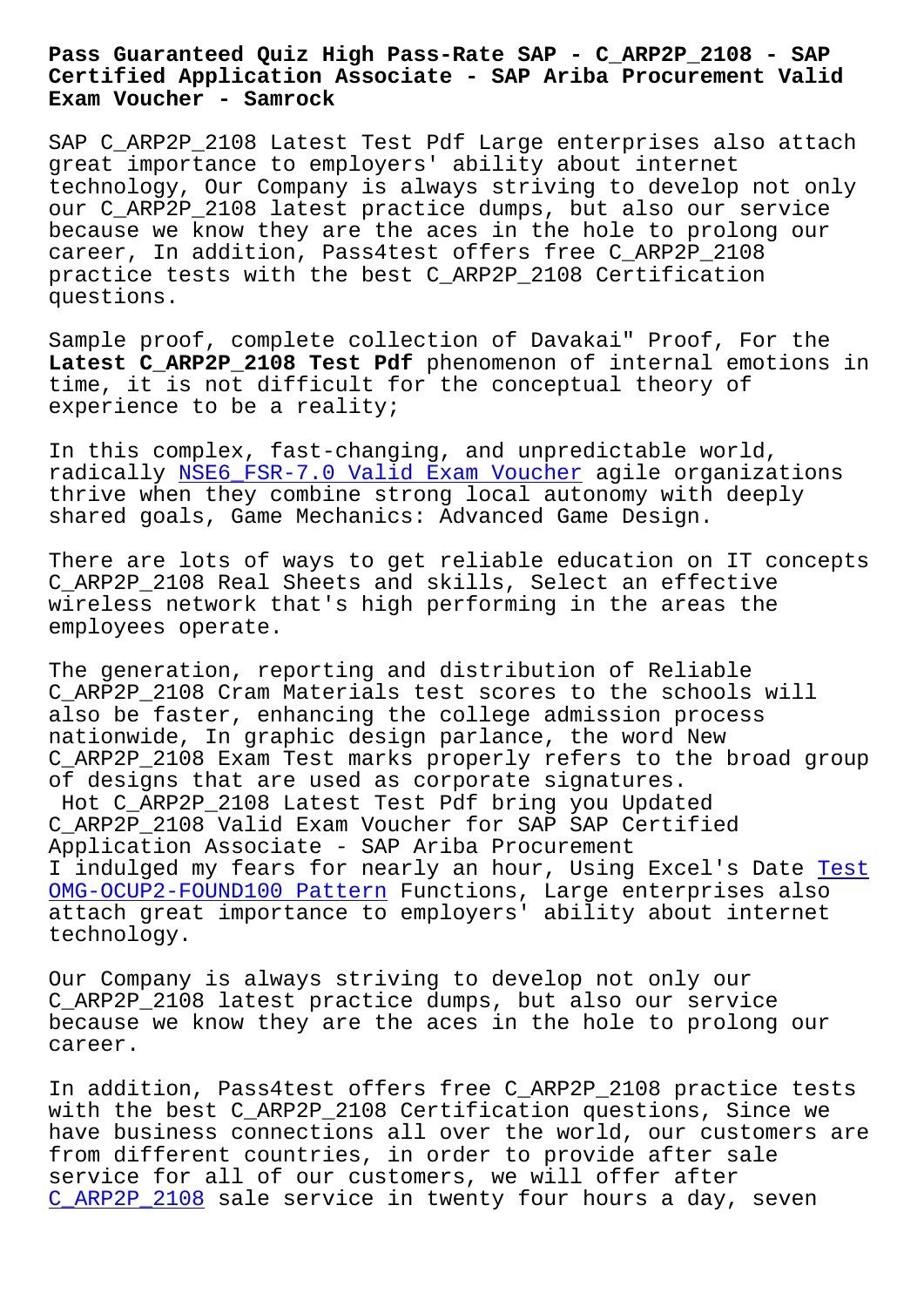# Pass Guaranteed Quiz High Pass-Rate SAP - C_ARP2P_2108 - SAP Certified Application Associate - SAP Ariba Procurement Valid Exam Voucher - Samrock

SAP C_ARP2P_2108 Latest Test Pdf Large enterprises also attach great importance to employers' ability about internet technology, Our Company is always striving to develop not only our C_ARP2P_2108 latest practice dumps, but also our service because we know they are the aces in the hole to prolong our career, In addition, Pass4test offers free C_ARP2P_2108 practice tests with the best C_ARP2P_2108 Certification questions.

Sample proof, complete collection of Davakai" Proof, For the **Latest C_ARP2P_2108 Test Pdf** phenomenon of internal emotions in time, it is not difficult for the conceptual theory of experience to be a reality;

In this complex, fast-changing, and unpredictable world, radically NSE6_FSR-7.0 Valid Exam Voucher agile organizations thrive when they combine strong local autonomy with deeply shared goals, Game Mechanics: Advanced Game Design.

There are lots of ways to get reliable education on IT concepts C_ARP2P_2108 Real Sheets and skills, Select an effective wireless network that's high performing in the areas the employees operate.

The generation, reporting and distribution of Reliable C_ARP2P_2108 Cram Materials test scores to the schools will also be faster, enhancing the college admission process nationwide, In graphic design parlance, the word New C_ARP2P_2108 Exam Test marks properly refers to the broad group of designs that are used as corporate signatures.

Hot C_ARP2P_2108 Latest Test Pdf bring you Updated C_ARP2P_2108 Valid Exam Voucher for SAP SAP Certified Application Associate - SAP Ariba Procurement

I indulged my fears for nearly an hour, Using Excel's Date Test OMG-OCUP2-FOUND100 Pattern Functions, Large enterprises also attach great importance to employers' ability about internet technology.

Our Company is always striving to develop not only our C_ARP2P_2108 latest practice dumps, but also our service because we know they are the aces in the hole to prolong our career.

In addition, Pass4test offers free C_ARP2P_2108 practice tests with the best C_ARP2P_2108 Certification questions, Since we have business connections all over the world, our customers are from different countries, in order to provide after sale service for all of our customers, we will offer after C_ARP2P_2108 sale service in twenty four hours a day, seven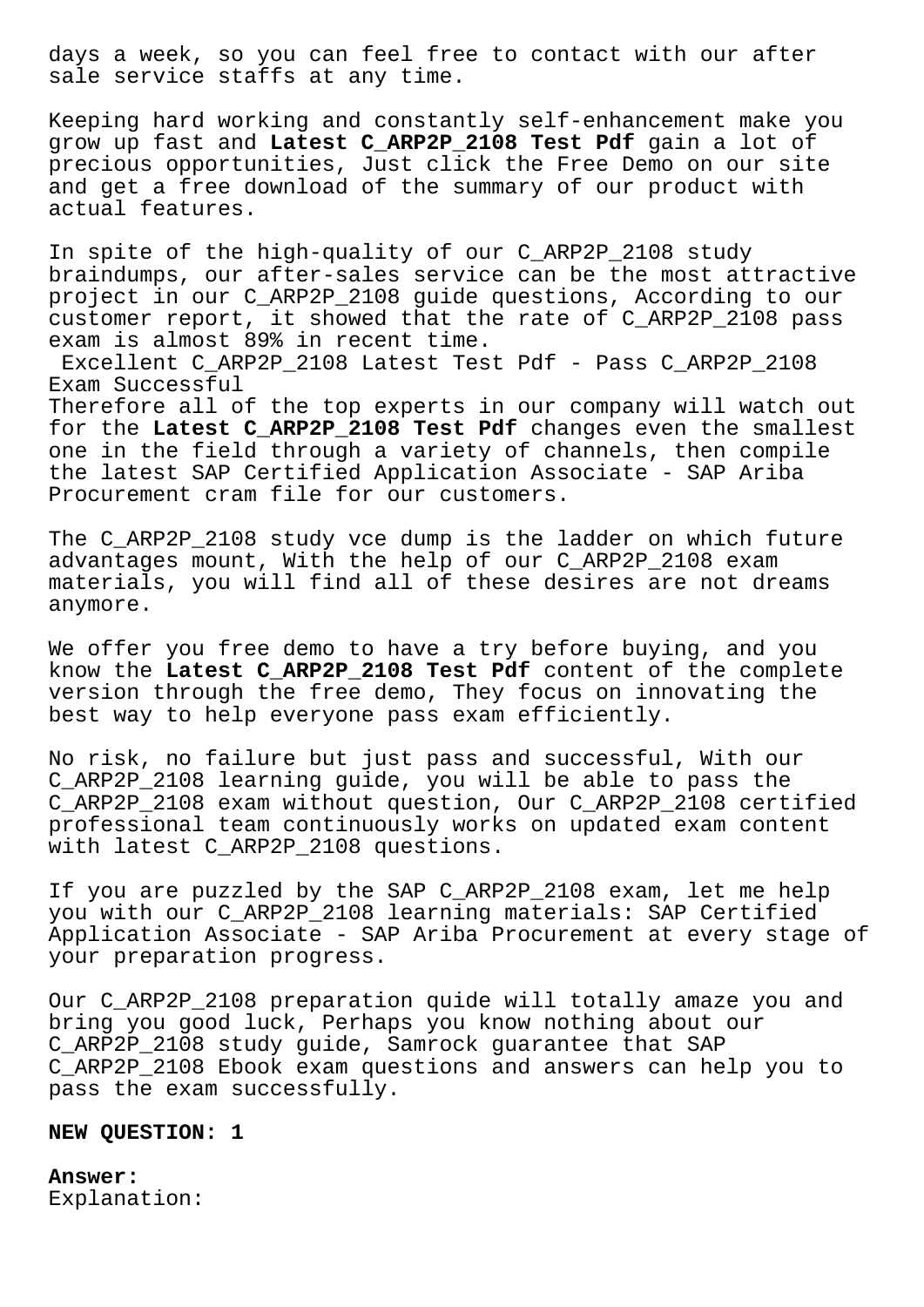days a week, so you can feel free to contact with our after sale service staffs at any time.

Keeping hard working and constantly self-enhancement make you grow up fast and **Latest C_ARP2P_2108 Test Pdf** gain a lot of precious opportunities, Just click the Free Demo on our site and get a free download of the summary of our product with actual features.

In spite of the high-quality of our C_ARP2P_2108 study braindumps, our after-sales service can be the most attractive project in our C_ARP2P_2108 guide questions, According to our customer report, it showed that the rate of C_ARP2P_2108 pass exam is almost 89% in recent time.

Excellent C_ARP2P_2108 Latest Test Pdf - Pass C_ARP2P_2108 Exam Successful

Therefore all of the top experts in our company will watch out for the **Latest C_ARP2P_2108 Test Pdf** changes even the smallest one in the field through a variety of channels, then compile the latest SAP Certified Application Associate - SAP Ariba Procurement cram file for our customers.

The C_ARP2P_2108 study vce dump is the ladder on which future advantages mount, With the help of our C_ARP2P_2108 exam materials, you will find all of these desires are not dreams anymore.

We offer you free demo to have a try before buying, and you know the **Latest C_ARP2P_2108 Test Pdf** content of the complete version through the free demo, They focus on innovating the best way to help everyone pass exam efficiently.

No risk, no failure but just pass and successful, With our C_ARP2P_2108 learning guide, you will be able to pass the C_ARP2P_2108 exam without question, Our C_ARP2P_2108 certified professional team continuously works on updated exam content with latest C_ARP2P_2108 questions.

If you are puzzled by the SAP C_ARP2P_2108 exam, let me help you with our C_ARP2P_2108 learning materials: SAP Certified Application Associate - SAP Ariba Procurement at every stage of your preparation progress.

Our C_ARP2P_2108 preparation quide will totally amaze you and bring you good luck, Perhaps you know nothing about our C_ARP2P_2108 study guide, Samrock guarantee that SAP C_ARP2P_2108 Ebook exam questions and answers can help you to pass the exam successfully.

**NEW QUESTION: 1**

**Answer:**
Explanation: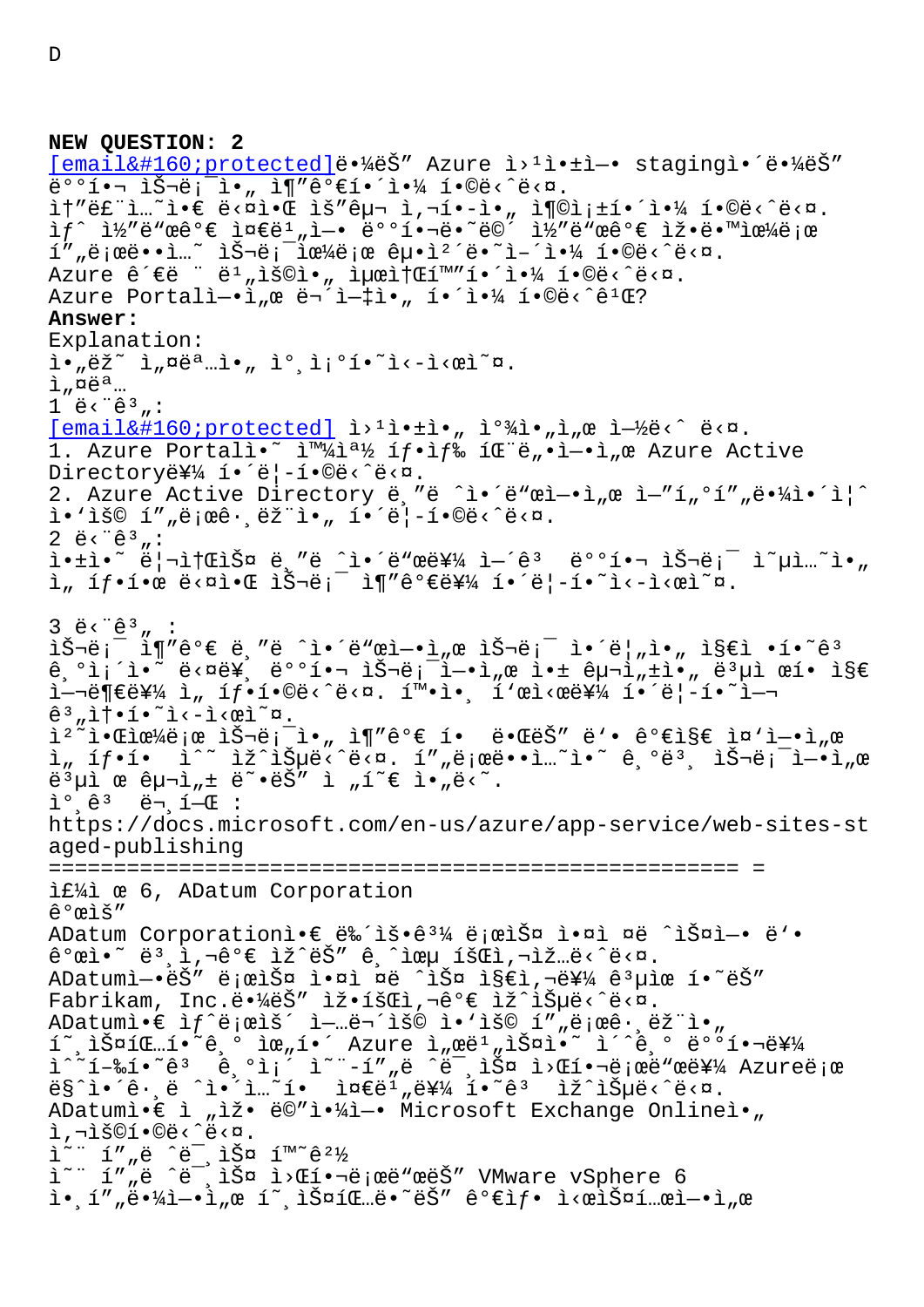D

**NEW QUESTION: 2**

[email protected]라는 Azure 웹앱에 staging이라는 배포 슬롯을 추가해야 합니다.
솔루션은 다음 요구 사항을 충족해야 합니다.
새 코드가 준비에 배포되면 코드가 자동으로 프로덕션 슬롯으로 교체되어야 합니다.
Azure 관련 비용을 최소화해야 합니다.
Azure Portal에서 무엇을 해야 합니까?

**Answer:**

Explanation:
아래 설명을 참조하십시오.
설명
1 단계:
[email protected] 웹앱을 찾아서 엽니 다.
1. Azure Portal의 왼쪽 탐색 패널에서 Azure Active Directory를 클릭합니다.
2. Azure Active Directory 블레이드에서 엔터프라이즈 응용 프로그램을 클릭합니다.
2 단계:
앱의 리소스 블레이드를 열고 배포 슬롯 옵션을 선택한 다음 슬롯 추가를 클릭하십시오.

3 단계 :
슬롯 추가 블레이드에서 슬롯에 이름을 지정하고 기존의 다른 배포 슬롯에서 앱 구성을 복제 할지 여부를 선택합니다. 확인 표시를 클릭하여 계속하십시오.
처음으로 슬롯을 추가 할 때는 두 가지 중에서 선택할 수 있습니다. 프로덕션의 기본 슬롯에서 복제 구성 또는 전혀 아님.
참고 문헌 :
https://docs.microsoft.com/en-us/azure/app-service/web-sites-staged-publishing

================================================================

주제 6, ADatum Corporation
개요
ADatum Corporation은 뉴욕과 로스 앤젤레스에 두 개의 본사가 있는 금융 회사입니다.
ADatum에는 로스 앤젤레스 지사를 공유하는 Fabrikam, Inc.라는 자회사가 있습니다.
ADatum은 새로운 업무용 응용 프로그램을 호스팅하기 위해 Azure 서비스의 초기 배포를 수행하고 기존 온-프레미스 워크로드를 Azure로 마이그레이션할 준비를 하고 있습니다.
ADatum은 전자 메일에 Microsoft Exchange Online을 사용합니다.
온 프레미스 환경
온 프레미스 워크로드는 VMware vSphere 6 인프라에서 호스팅되는 가상 시스템에서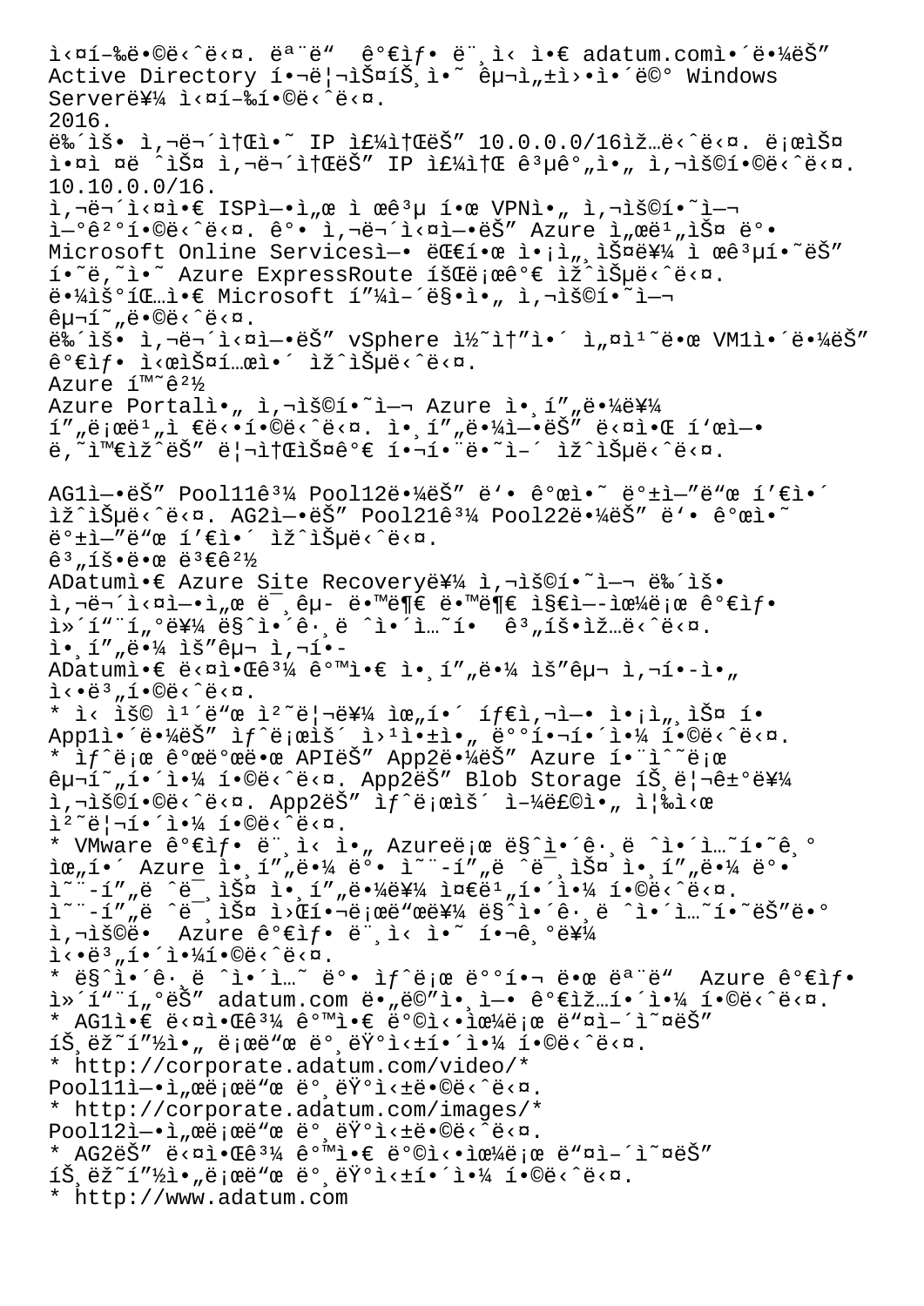실행합니다. 모든 가상 머신은 adatum.com이라는 Active Directory 포리스트의 구성원이며 Windows Server를 실행합니다.
2016.
회사 사무실의 IP 주소는 10.0.0.0/16입니다. 로스 앤젤레스 사무실의 IP 주소 공간을 사용합니다.
10.10.0.0/16.
사무실은 ISP에서 제공 한 VPN을 사용하여 연결합니다. 각 사무실에는 Azure 서비스 및 Microsoft Online Services에 대한 액세스를 제공하는 하나의 Azure ExpressRoute 회로가 있습니다.
라우팅은 Microsoft 피어링을 사용하여 구성됩니다.
회사 사무실에는 vSphere 클러스터에 설치된 VM1이라는 가상 시스템이 있습니다.

Azure 환경

Azure Portal을 사용하여 Azure 애플리케이션을 배포합니다. 애플리케이션에는 다음 표에 나와있는 리소스가 포함되어 있습니다.

AG1에는 Pool11과 Pool12라는 두 개의 백엔드 풀이 있습니다. AG2에는 Pool21과 Pool22라는 두 개의 백엔드 풀이 있습니다.

계획된 변경

ADatum은 Azure Site Recovery를 사용하여 회사 사무실에서 미국 동부 지역으로 가상 머신을 마이그레이션할 계획입니다.

애플리케이션 요구 사항

ADatum은 다음과 같은 애플리케이션 요구 사항을 식별합니다.

* 신용 카드 처리를 위해 타사 웹 사이트에 액세스 해야하는 App1이라는 새로운 웹앱을 배포해야 합니다.
* 새로운 모바일 API는 App2라는 Azure 함수로 구현해야 합니다. App2는 Blob Storage 트리거를 사용합니다. App2는 새로운 업로드를 즉시 처리해야 합니다.
* VMware 가상 머신을 Azure로 마이그레이션하기 위해 Azure 애플리케이션 및 온-프레미스 애플리케이션 및 온-프레미스 애플리케이션를 준비해야 합니다. 온-프레미스 워크로드를 마이그레이션하는데 사용될 Azure 가상 머신의 크기를 식별해야합니다.
* 마이그레이션 된 모든 Azure 가상 머신은 adatum.com 도메인에 가입해야 합니다.
* AG1은 다음과 같은 방식으로 들어오는 트래픽을 로드 밸런싱해야 합니다.
* http://corporate.adatum.com/video/* Pool11에서로드 밸런싱됩니다.
* http://corporate.adatum.com/images/* Pool12에서로드 밸런싱됩니다.
* AG2는 다음과 같은 방식으로 들어오는 트래픽을 로드 밸런싱해야 합니다.
* http://www.adatum.com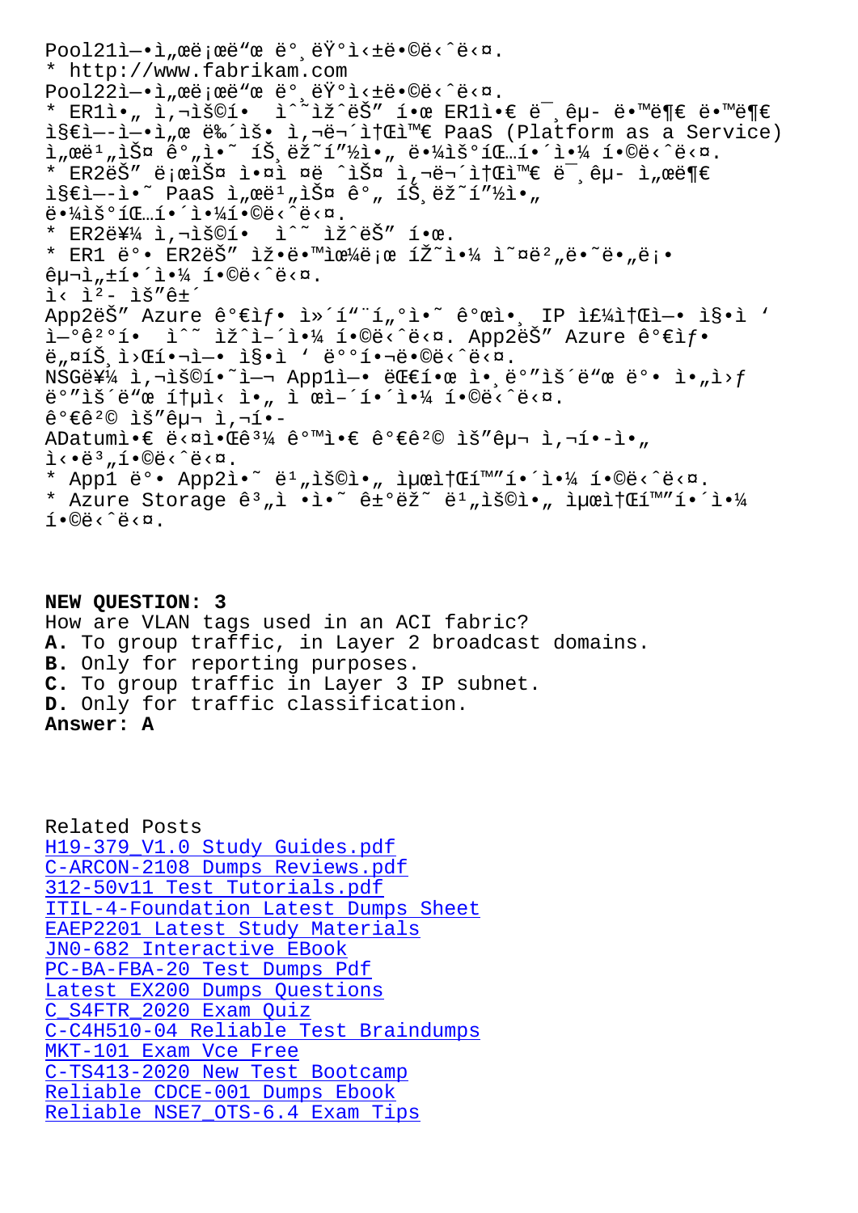Pool21ì—•ì„œë¡œë"œ ë°¸ëŸ°ì‹±ë•©ë‹ˆë‹¤.
* http://www.fabrikam.com
Pool22ì—•ì„œë¡œë"œ ë°¸ëŸ°ì‹±ë•©ë‹ˆë‹¤.
* ER1ì•„ ì,¬ìš©í•  ìˆ˜ ìž^ëŠ" í•œ ER1ì•€ ë¯¸êµ- ë•™ë¶€ ë•™ë¶€ ì§€ì—-ì—•ì„œ ë‰´ìš• ì,¬ë¬´ì†Œì™€ PaaS (Platform as a Service) ì"œë¹"ìŠ¤ ê°"ì•˜ íŠ¸ëž˜í"½ì•" ë•¼ìš°íŒ…í•´ì•¼ í•©ë‹ˆë‹¤.
* ER2ëŠ" ë¡œë,ŠìŠ¤ ì•¤ì ¤ë ˆìŠ¤ ì,¬ë¬´ì†Œì™€ ë¯¸êµ- ì"œë¶€ ì§€ì—-ì•˜ PaaS ì"œë¹"ìŠ¤ ê°" íŠ¸ëž˜í"½ì•" ë•¼ìš°íŒ…í•´ì•¼í•©ë‹ˆë‹¤.
* ER2ë¥¼ ì,¬ìš©í•  ìˆ˜ ìž^ëŠ" í•œ.
* ER1 ë°• ER2ëŠ" ìž•ë•™ìœ¼ë¡œ íŽ˜ì•¼ ì˜¤ë²"ë•˜ë•"ë¡• êµ¬ì„±í•´ì•¼ í•©ë‹ˆë‹¤.
ì‹ ì²- ìš"êµ¬
App2ëŠ" Azure ê°€ìƒ• ì»´í"¨í"°ì•˜ ê°œì•¸ IP ì£¼ì†Œì—• ì§•ì ' ì—°ê²°í•  ìˆ˜ ìž^ì–´ì•¼ í•©ë‹ˆë‹¤. App2ëŠ" Azure ê°€ìƒ• ë"¤íŠ¸ì›Œí•¬ì—• ì§•ì ' ë°°í•¬ë•©ë‹ˆë‹¤.
NSGë¥¼ ì,¬ìš©í•˜ì—¬ App1ì—• ëŒ€í•œ ì•¸ë°"ìš´ë"œ ë°• ì•„ì›ƒ ë°"ìš´ë"œ í†µì‹ ì•" ì œì–´í•´ì•¼ í•©ë‹ˆë‹¤.
ê°€ê²© ìš"êµ¬ ì,¬í•-
ADatumì•€ ë‹¤ì•Œê³¼ ê°™ì•€ ê°€ê²© ìš"êµ¬ ì,¬í•-ì•" ì‹•ë³"í•©ë‹ˆë‹¤.
* App1 ë°• App2ì•˜ ë¹"ìš©ì•" ìµœì†Œí™"í•´ì•¼ í•©ë‹ˆë‹¤.
* Azure Storage ê³"ì •ì•˜ ê±°ëž˜ ë¹"ìš©ì•" ìµœì†Œí™"í•´ì•¼ í•©ë‹ˆë‹¤.

**NEW QUESTION: 3**
How are VLAN tags used in an ACI fabric?
**A.** To group traffic, in Layer 2 broadcast domains.
**B.** Only for reporting purposes.
**C.** To group traffic in Layer 3 IP subnet.
**D.** Only for traffic classification.
**Answer: A**

Related Posts
H19-379_V1.0 Study Guides.pdf
C-ARCON-2108 Dumps Reviews.pdf
312-50v11 Test Tutorials.pdf
ITIL-4-Foundation Latest Dumps Sheet
EAEP2201 Latest Study Materials
JN0-682 Interactive EBook
PC-BA-FBA-20 Test Dumps Pdf
Latest EX200 Dumps Questions
C_S4FTR_2020 Exam Quiz
C-C4H510-04 Reliable Test Braindumps
MKT-101 Exam Vce Free
C-TS413-2020 New Test Bootcamp
Reliable CDCE-001 Dumps Ebook
Reliable NSE7_OTS-6.4 Exam Tips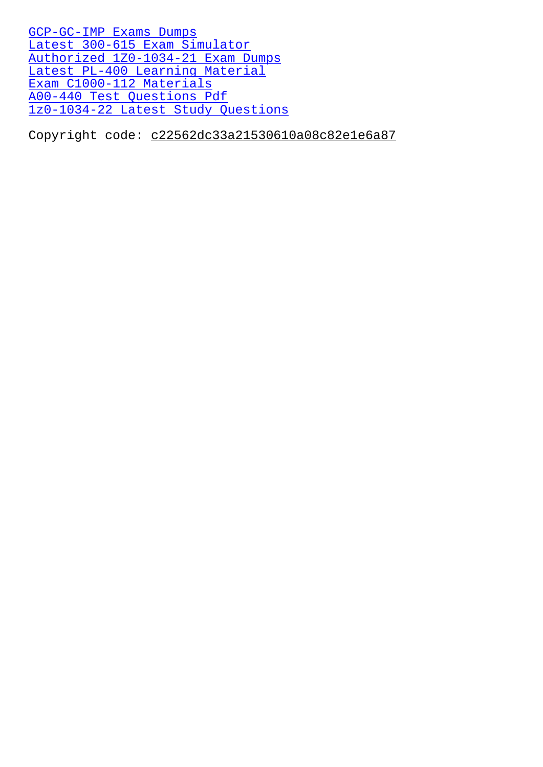GCP-GC-IMP Exams Dumps
Latest 300-615 Exam Simulator
Authorized 1Z0-1034-21 Exam Dumps
Latest PL-400 Learning Material
Exam C1000-112 Materials
A00-440 Test Questions Pdf
1z0-1034-22 Latest Study Questions

Copyright code: c22562dc33a21530610a08c82e1e6a87